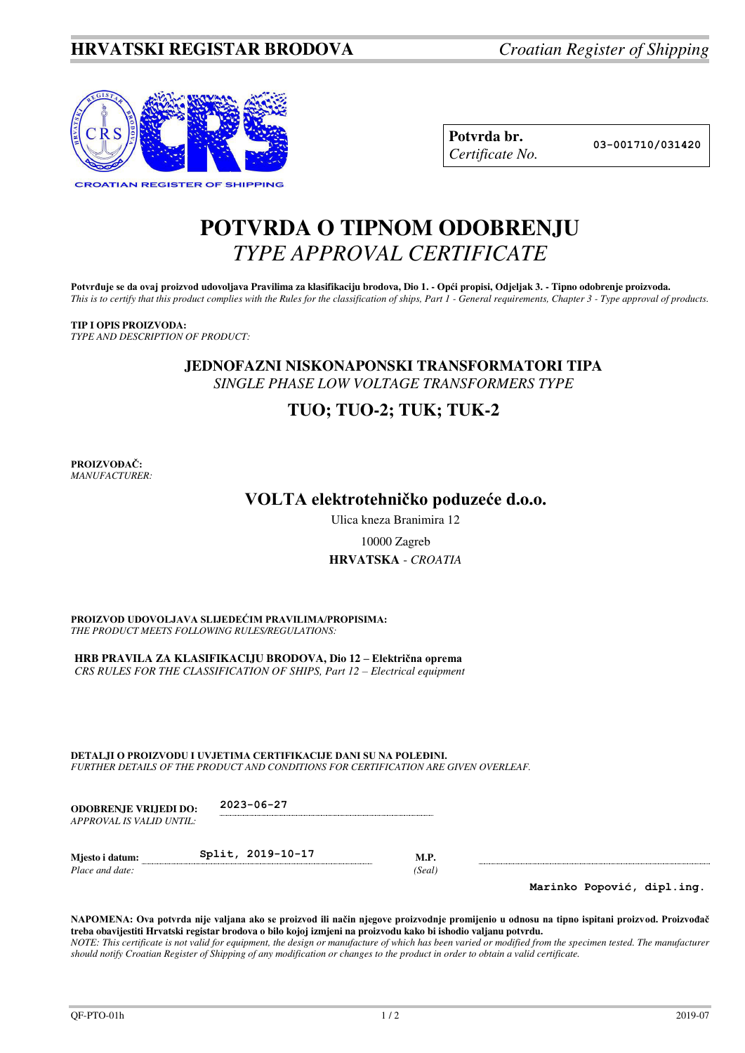**HRVATSKI REGISTAR BRODOVA** *Croatian Register of Shipping*

| **Potvrda br.** *Certificate No.* | 03-001710/031420 |
|---|---|

# POTVRDA O TIPNOM ODOBRENJU
## *TYPE APPROVAL CERTIFICATE*

**Potvrđuje se da ovaj proizvod udovoljava Pravilima za klasifikaciju brodova, Dio 1. - Opći propisi, Odjeljak 3. - Tipno odobrenje proizvoda.**
*This is to certify that this product complies with the Rules for the classification of ships, Part 1 - General requirements, Chapter 3 - Type approval of products.*

**TIP I OPIS PROIZVODA:**
*TYPE AND DESCRIPTION OF PRODUCT:*

**JEDNOFAZNI NISKONAPONSKI TRANSFORMATORI TIPA**
*SINGLE PHASE LOW VOLTAGE TRANSFORMERS TYPE*

**TUO; TUO-2; TUK; TUK-2**

**PROIZVOĐAČ:**
*MANUFACTURER:*

**VOLTA elektrotehničko poduzeće d.o.o.**
Ulica kneza Branimira 12
10000 Zagreb
**HRVATSKA** - *CROATIA*

**PROIZVOD UDOVOLJAVA SLIJEDEĆIM PRAVILIMA/PROPISIMA:**
*THE PRODUCT MEETS FOLLOWING RULES/REGULATIONS:*

**HRB PRAVILA ZA KLASIFIKACIJU BRODOVA, Dio 12 – Električna oprema**
*CRS RULES FOR THE CLASSIFICATION OF SHIPS, Part 12 – Electrical equipment*

**DETALJI O PROIZVODU I UVJETIMA CERTIFIKACIJE DANI SU NA POLEĐINI.**
*FURTHER DETAILS OF THE PRODUCT AND CONDITIONS FOR CERTIFICATION ARE GIVEN OVERLEAF.*

**ODOBRENJE VRIJEDI DO:** 2023-06-27
*APPROVAL IS VALID UNTIL:*

**Mjesto i datum:** Split, 2019-10-17 **M.P.**
*Place and date:* *(Seal)*

Marinko Popović, dipl.ing.

**NAPOMENA: Ova potvrda nije valjana ako se proizvod ili način njegove proizvodnje promijenio u odnosu na tipno ispitani proizvod. Proizvođač treba obavijestiti Hrvatski registar brodova o bilo kojoj izmjeni na proizvodu kako bi ishodio valjanu potvrdu.**
*NOTE: This certificate is not valid for equipment, the design or manufacture of which has been varied or modified from the specimen tested. The manufacturer should notify Croatian Register of Shipping of any modification or changes to the product in order to obtain a valid certificate.*

QF-PTO-01h 2019-07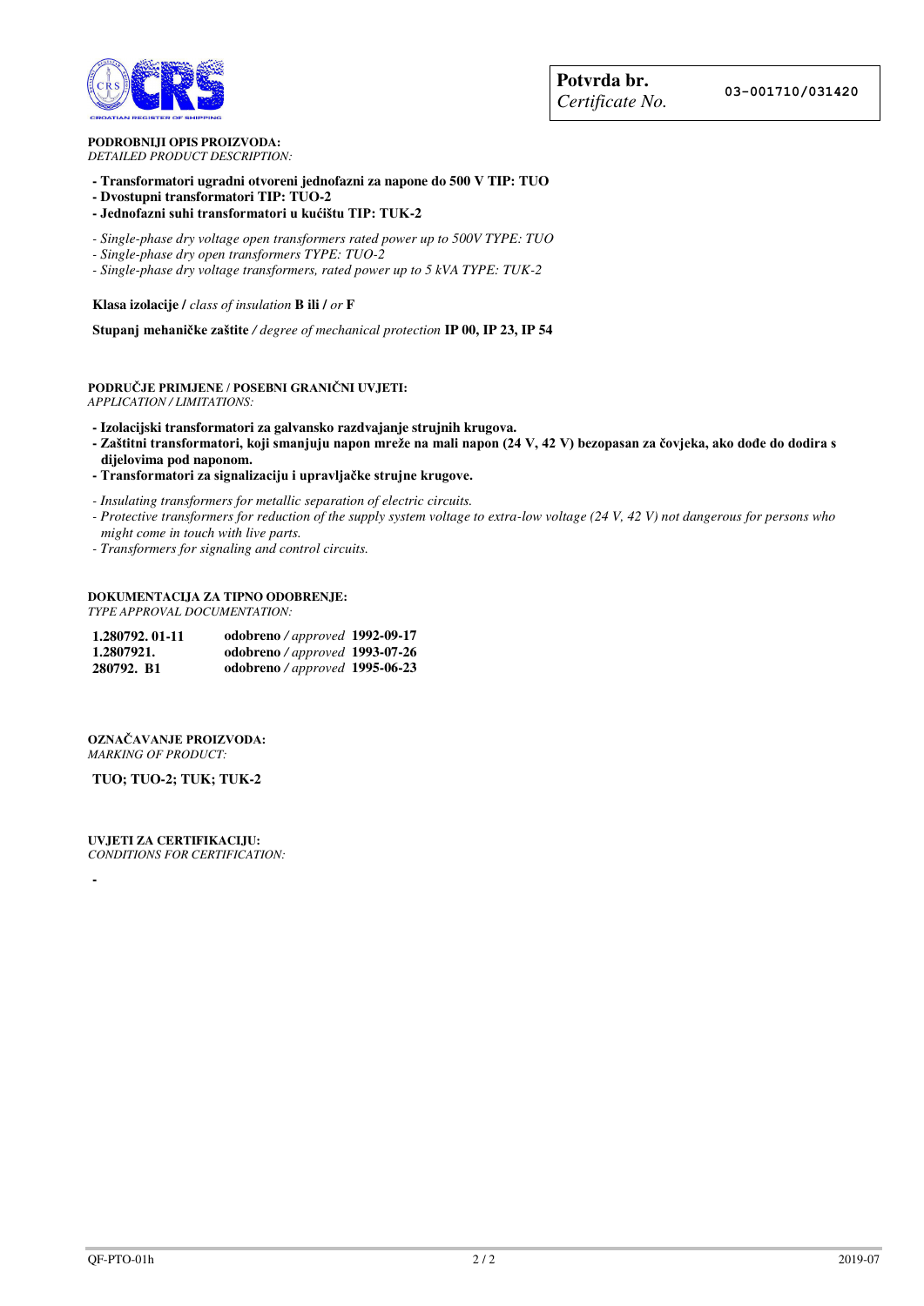**Potvrda br.** *Certificate No.* **03-001710/031420**

**PODROBNIJI OPIS PROIZVODA:**
*DETAILED PRODUCT DESCRIPTION:*

- **Transformatori ugradni otvoreni jednofazni za napone do 500 V TIP: TUO**
- **Dvostupni transformatori TIP: TUO-2**
- **Jednofazni suhi transformatori u kućištu TIP: TUK-2**

- *Single-phase dry voltage open transformers rated power up to 500V TYPE: TUO*
- *Single-phase dry open transformers TYPE: TUO-2*
- *Single-phase dry voltage transformers, rated power up to 5 kVA TYPE: TUK-2*

**Klasa izolacije /** *class of insulation* **B ili /** *or* **F**

**Stupanj mehaničke zaštite** */ degree of mechanical protection* **IP 00, IP 23, IP 54**

**PODRUČJE PRIMJENE / POSEBNI GRANIČNI UVJETI:**
*APPLICATION / LIMITATIONS:*

- **Izolacijski transformatori za galvansko razdvajanje strujnih krugova.**
- **Zaštitni transformatori, koji smanjuju napon mreže na mali napon (24 V, 42 V) bezopasan za čovjeka, ako dođe do dodira s dijelovima pod naponom.**
- **Transformatori za signalizaciju i upravljačke strujne krugove.**

- *Insulating transformers for metallic separation of electric circuits.*
- *Protective transformers for reduction of the supply system voltage to extra-low voltage (24 V, 42 V) not dangerous for persons who might come in touch with live parts.*
- *Transformers for signaling and control circuits.*

**DOKUMENTACIJA ZA TIPNO ODOBRENJE:**
*TYPE APPROVAL DOCUMENTATION:*

| | | |
|---|---|---|
| **1.280792. 01-11** | **odobreno** */ approved* | **1992-09-17** |
| **1.2807921.** | **odobreno** */ approved* | **1993-07-26** |
| **280792. B1** | **odobreno** */ approved* | **1995-06-23** |

**OZNAČAVANJE PROIZVODA:**
*MARKING OF PRODUCT:*

**TUO; TUO-2; TUK; TUK-2**

**UVJETI ZA CERTIFIKACIJU:**
*CONDITIONS FOR CERTIFICATION:*

-